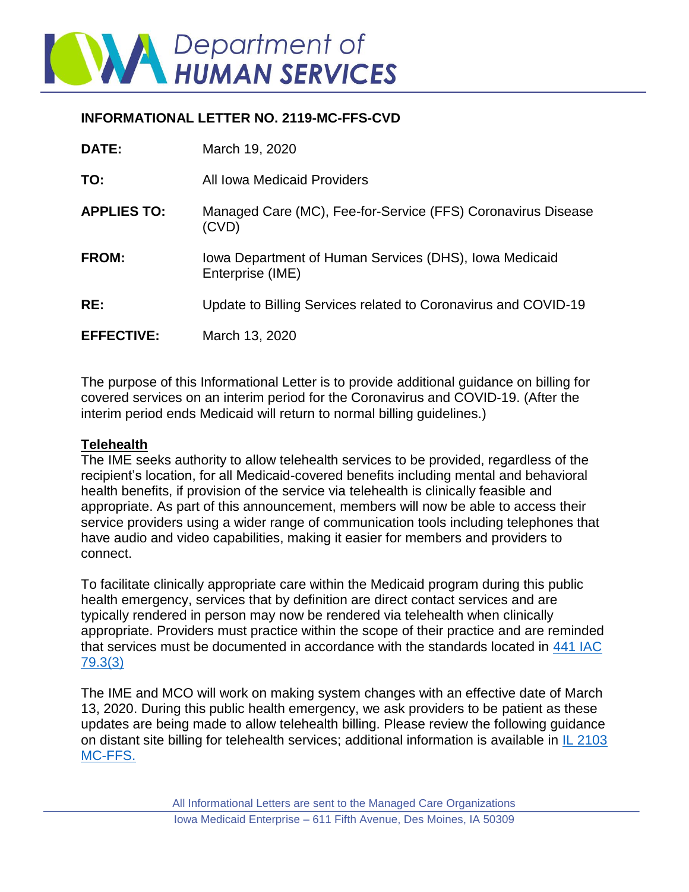# Iowa Department of HUMAN SERVICES

**INFORMATIONAL LETTER NO. 2119-MC-FFS-CVD**

| | |
|---|---|
| **DATE:** | March 19, 2020 |
| **TO:** | All Iowa Medicaid Providers |
| **APPLIES TO:** | Managed Care (MC), Fee-for-Service (FFS) Coronavirus Disease (CVD) |
| **FROM:** | Iowa Department of Human Services (DHS), Iowa Medicaid Enterprise (IME) |
| **RE:** | Update to Billing Services related to Coronavirus and COVID-19 |
| **EFFECTIVE:** | March 13, 2020 |

The purpose of this Informational Letter is to provide additional guidance on billing for covered services on an interim period for the Coronavirus and COVID-19. (After the interim period ends Medicaid will return to normal billing guidelines.)

**Telehealth**

The IME seeks authority to allow telehealth services to be provided, regardless of the recipient's location, for all Medicaid-covered benefits including mental and behavioral health benefits, if provision of the service via telehealth is clinically feasible and appropriate. As part of this announcement, members will now be able to access their service providers using a wider range of communication tools including telephones that have audio and video capabilities, making it easier for members and providers to connect.

To facilitate clinically appropriate care within the Medicaid program during this public health emergency, services that by definition are direct contact services and are typically rendered in person may now be rendered via telehealth when clinically appropriate. Providers must practice within the scope of their practice and are reminded that services must be documented in accordance with the standards located in 441 IAC 79.3(3)

The IME and MCO will work on making system changes with an effective date of March 13, 2020. During this public health emergency, we ask providers to be patient as these updates are being made to allow telehealth billing. Please review the following guidance on distant site billing for telehealth services; additional information is available in IL 2103 MC-FFS.

All Informational Letters are sent to the Managed Care Organizations

Iowa Medicaid Enterprise – 611 Fifth Avenue, Des Moines, IA 50309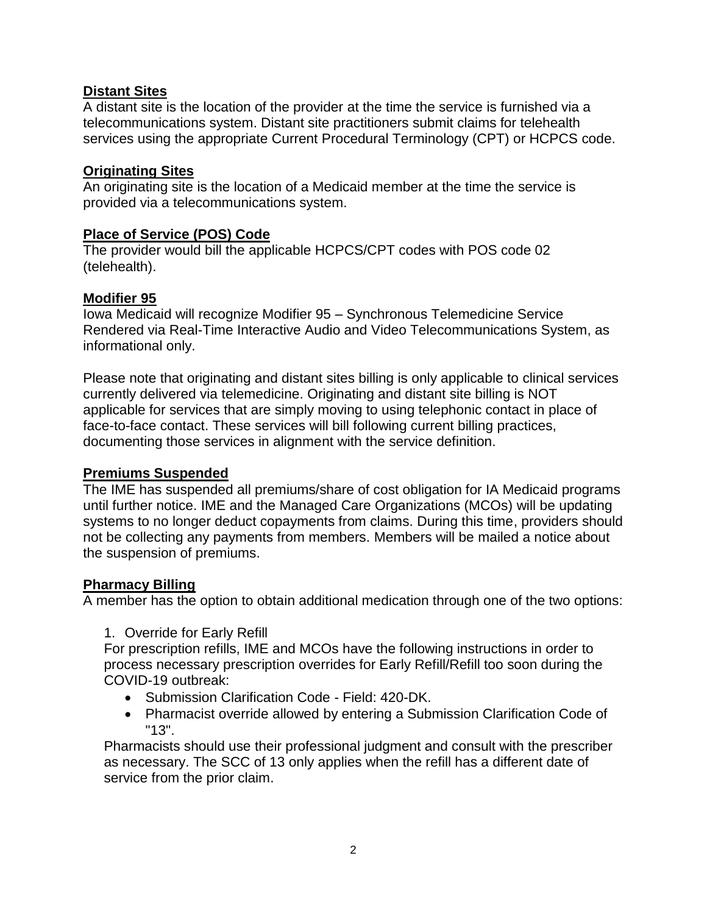**Distant Sites**

A distant site is the location of the provider at the time the service is furnished via a telecommunications system. Distant site practitioners submit claims for telehealth services using the appropriate Current Procedural Terminology (CPT) or HCPCS code.

**Originating Sites**

An originating site is the location of a Medicaid member at the time the service is provided via a telecommunications system.

**Place of Service (POS) Code**

The provider would bill the applicable HCPCS/CPT codes with POS code 02 (telehealth).

**Modifier 95**

Iowa Medicaid will recognize Modifier 95 – Synchronous Telemedicine Service Rendered via Real-Time Interactive Audio and Video Telecommunications System, as informational only.

Please note that originating and distant sites billing is only applicable to clinical services currently delivered via telemedicine. Originating and distant site billing is NOT applicable for services that are simply moving to using telephonic contact in place of face-to-face contact. These services will bill following current billing practices, documenting those services in alignment with the service definition.

**Premiums Suspended**

The IME has suspended all premiums/share of cost obligation for IA Medicaid programs until further notice. IME and the Managed Care Organizations (MCOs) will be updating systems to no longer deduct copayments from claims. During this time, providers should not be collecting any payments from members. Members will be mailed a notice about the suspension of premiums.

**Pharmacy Billing**

A member has the option to obtain additional medication through one of the two options:

1. Override for Early Refill

   For prescription refills, IME and MCOs have the following instructions in order to process necessary prescription overrides for Early Refill/Refill too soon during the COVID-19 outbreak:

   - Submission Clarification Code - Field: 420-DK.
   - Pharmacist override allowed by entering a Submission Clarification Code of "13".

   Pharmacists should use their professional judgment and consult with the prescriber as necessary. The SCC of 13 only applies when the refill has a different date of service from the prior claim.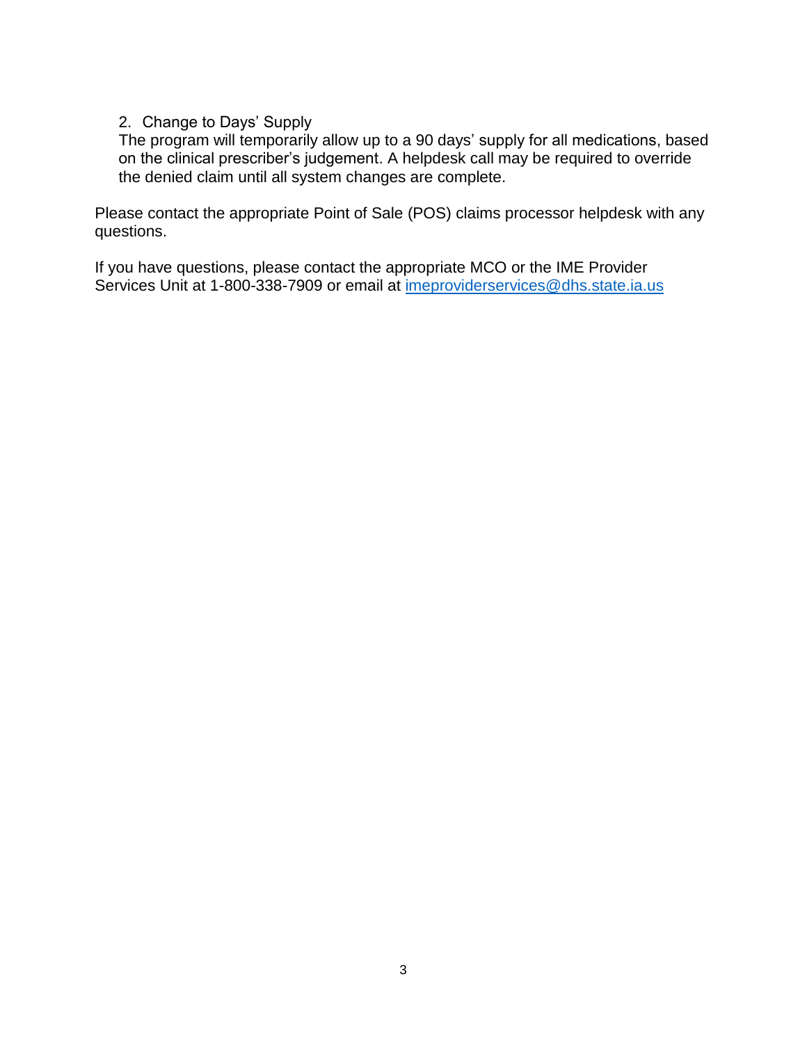2. Change to Days' Supply
   The program will temporarily allow up to a 90 days' supply for all medications, based on the clinical prescriber's judgement. A helpdesk call may be required to override the denied claim until all system changes are complete.

Please contact the appropriate Point of Sale (POS) claims processor helpdesk with any questions.

If you have questions, please contact the appropriate MCO or the IME Provider Services Unit at 1-800-338-7909 or email at imeproviderservices@dhs.state.ia.us